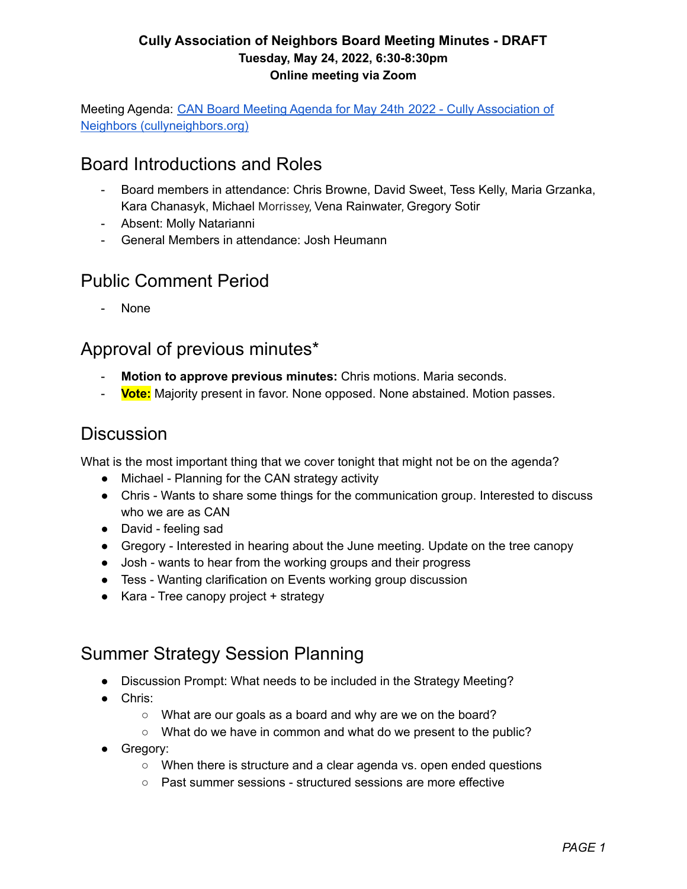**Cully Association of Neighbors Board Meeting Minutes - DRAFT**
**Tuesday, May 24, 2022, 6:30-8:30pm**
**Online meeting via Zoom**

Meeting Agenda: [CAN Board Meeting Agenda for May 24th 2022 - Cully Association of Neighbors (cullyneighbors.org)]()

## Board Introductions and Roles

- Board members in attendance: Chris Browne, David Sweet, Tess Kelly, Maria Grzanka, Kara Chanasyk, Michael Morrissey, Vena Rainwater, Gregory Sotir
- Absent: Molly Natarianni
- General Members in attendance: Josh Heumann

## Public Comment Period

- None

## Approval of previous minutes*

- **Motion to approve previous minutes:** Chris motions. Maria seconds.
- **Vote:** Majority present in favor. None opposed. None abstained. Motion passes.

## Discussion

What is the most important thing that we cover tonight that might not be on the agenda?

- Michael - Planning for the CAN strategy activity
- Chris - Wants to share some things for the communication group. Interested to discuss who we are as CAN
- David - feeling sad
- Gregory - Interested in hearing about the June meeting. Update on the tree canopy
- Josh - wants to hear from the working groups and their progress
- Tess - Wanting clarification on Events working group discussion
- Kara - Tree canopy project + strategy

## Summer Strategy Session Planning

- Discussion Prompt: What needs to be included in the Strategy Meeting?
- Chris:
  - What are our goals as a board and why are we on the board?
  - What do we have in common and what do we present to the public?
- Gregory:
  - When there is structure and a clear agenda vs. open ended questions
  - Past summer sessions - structured sessions are more effective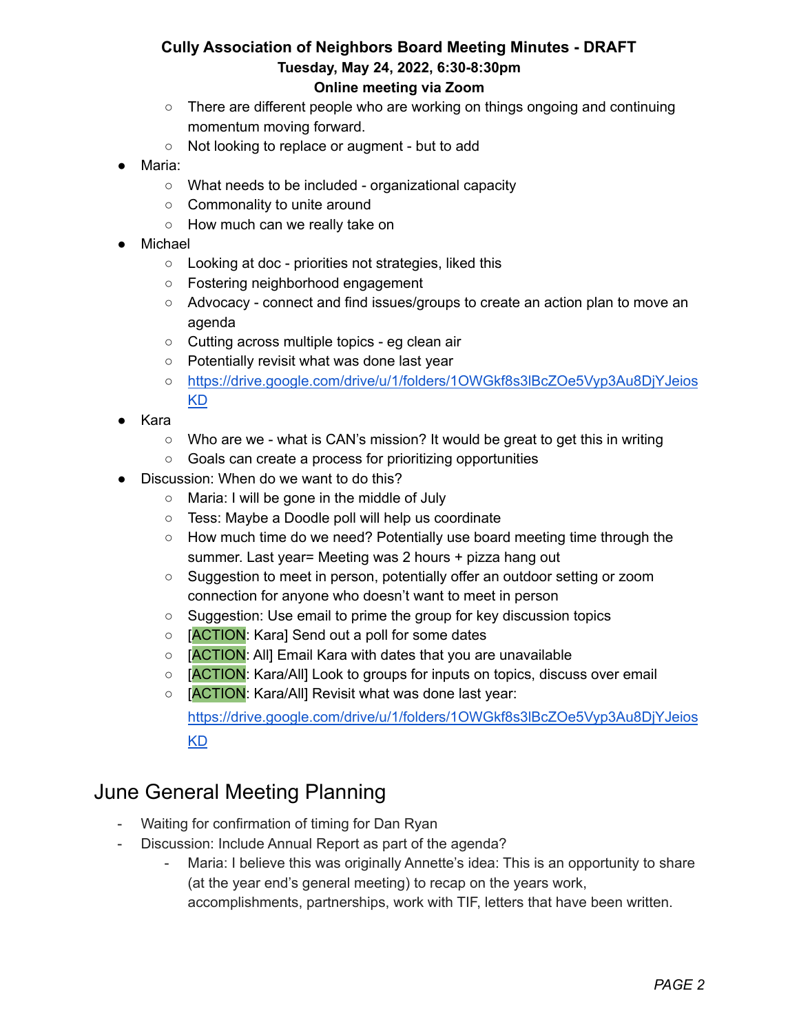- There are different people who are working on things ongoing and continuing momentum moving forward.
    - Not looking to replace or augment - but to add
- Maria:
    - What needs to be included - organizational capacity
    - Commonality to unite around
    - How much can we really take on
- Michael
    - Looking at doc - priorities not strategies, liked this
    - Fostering neighborhood engagement
    - Advocacy - connect and find issues/groups to create an action plan to move an agenda
    - Cutting across multiple topics - eg clean air
    - Potentially revisit what was done last year
    - https://drive.google.com/drive/u/1/folders/1OWGkf8s3lBcZOe5Vyp3Au8DjYJeiosKD
- Kara
    - Who are we - what is CAN's mission? It would be great to get this in writing
    - Goals can create a process for prioritizing opportunities
- Discussion: When do we want to do this?
    - Maria: I will be gone in the middle of July
    - Tess: Maybe a Doodle poll will help us coordinate
    - How much time do we need? Potentially use board meeting time through the summer. Last year= Meeting was 2 hours + pizza hang out
    - Suggestion to meet in person, potentially offer an outdoor setting or zoom connection for anyone who doesn't want to meet in person
    - Suggestion: Use email to prime the group for key discussion topics
    - [ACTION: Kara] Send out a poll for some dates
    - [ACTION: All] Email Kara with dates that you are unavailable
    - [ACTION: Kara/All] Look to groups for inputs on topics, discuss over email
    - [ACTION: Kara/All] Revisit what was done last year: https://drive.google.com/drive/u/1/folders/1OWGkf8s3lBcZOe5Vyp3Au8DjYJeiosKD

## June General Meeting Planning

- Waiting for confirmation of timing for Dan Ryan
- Discussion: Include Annual Report as part of the agenda?
    - Maria: I believe this was originally Annette's idea: This is an opportunity to share (at the year end's general meeting) to recap on the years work, accomplishments, partnerships, work with TIF, letters that have been written.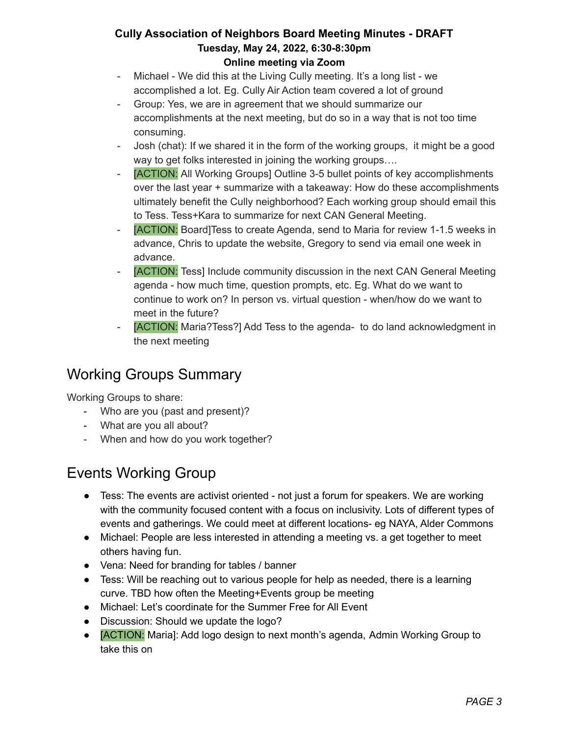- Michael - We did this at the Living Cully meeting. It's a long list - we accomplished a lot. Eg. Cully Air Action team covered a lot of ground
- Group: Yes, we are in agreement that we should summarize our accomplishments at the next meeting, but do so in a way that is not too time consuming.
- Josh (chat): If we shared it in the form of the working groups, it might be a good way to get folks interested in joining the working groups….
- [ACTION: All Working Groups] Outline 3-5 bullet points of key accomplishments over the last year + summarize with a takeaway: How do these accomplishments ultimately benefit the Cully neighborhood? Each working group should email this to Tess. Tess+Kara to summarize for next CAN General Meeting.
- [ACTION: Board]Tess to create Agenda, send to Maria for review 1-1.5 weeks in advance, Chris to update the website, Gregory to send via email one week in advance.
- [ACTION: Tess] Include community discussion in the next CAN General Meeting agenda - how much time, question prompts, etc. Eg. What do we want to continue to work on? In person vs. virtual question - when/how do we want to meet in the future?
- [ACTION: Maria?Tess?] Add Tess to the agenda- to do land acknowledgment in the next meeting

## Working Groups Summary

Working Groups to share:

- Who are you (past and present)?
- What are you all about?
- When and how do you work together?

## Events Working Group

- Tess: The events are activist oriented - not just a forum for speakers. We are working with the community focused content with a focus on inclusivity. Lots of different types of events and gatherings. We could meet at different locations- eg NAYA, Alder Commons
- Michael: People are less interested in attending a meeting vs. a get together to meet others having fun.
- Vena: Need for branding for tables / banner
- Tess: Will be reaching out to various people for help as needed, there is a learning curve. TBD how often the Meeting+Events group be meeting
- Michael: Let's coordinate for the Summer Free for All Event
- Discussion: Should we update the logo?
- [ACTION: Maria]: Add logo design to next month's agenda, Admin Working Group to take this on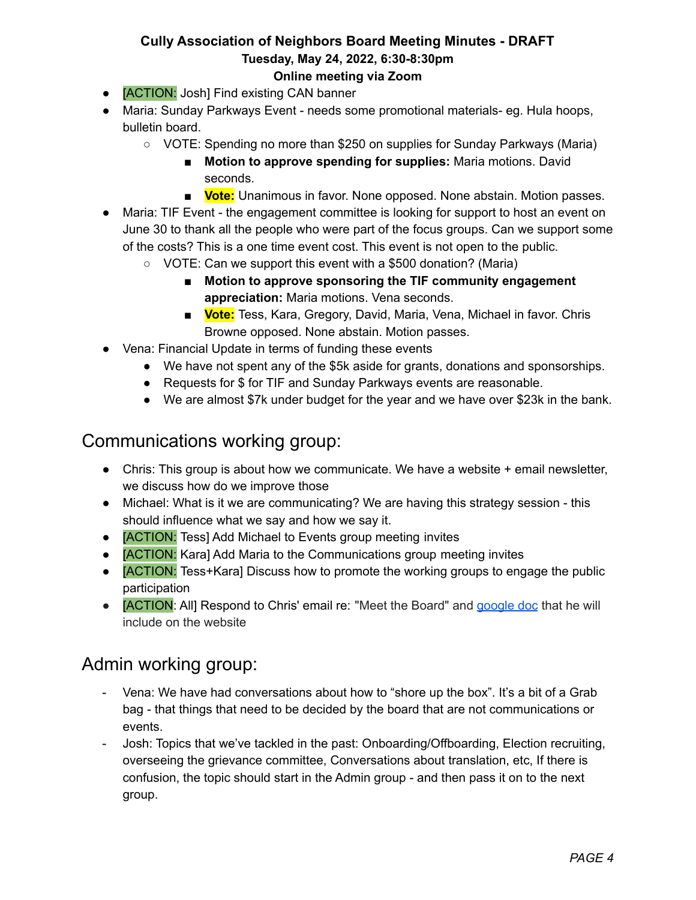- [ACTION: Josh] Find existing CAN banner
- Maria: Sunday Parkways Event - needs some promotional materials- eg. Hula hoops, bulletin board.
  - VOTE: Spending no more than $250 on supplies for Sunday Parkways (Maria)
    - **Motion to approve spending for supplies:** Maria motions. David seconds.
    - **Vote:** Unanimous in favor. None opposed. None abstain. Motion passes.
- Maria: TIF Event - the engagement committee is looking for support to host an event on June 30 to thank all the people who were part of the focus groups. Can we support some of the costs? This is a one time event cost. This event is not open to the public.
  - VOTE: Can we support this event with a $500 donation? (Maria)
    - **Motion to approve sponsoring the TIF community engagement appreciation:** Maria motions. Vena seconds.
    - **Vote:** Tess, Kara, Gregory, David, Maria, Vena, Michael in favor. Chris Browne opposed. None abstain. Motion passes.
- Vena: Financial Update in terms of funding these events
  - We have not spent any of the $5k aside for grants, donations and sponsorships.
  - Requests for $ for TIF and Sunday Parkways events are reasonable.
  - We are almost $7k under budget for the year and we have over $23k in the bank.

## Communications working group:

- Chris: This group is about how we communicate. We have a website + email newsletter, we discuss how do we improve those
- Michael: What is it we are communicating? We are having this strategy session - this should influence what we say and how we say it.
- [ACTION: Tess] Add Michael to Events group meeting invites
- [ACTION: Kara] Add Maria to the Communications group meeting invites
- [ACTION: Tess+Kara] Discuss how to promote the working groups to engage the public participation
- [ACTION: All] Respond to Chris' email re: "Meet the Board" and google doc that he will include on the website

## Admin working group:

- Vena: We have had conversations about how to "shore up the box". It's a bit of a Grab bag - that things that need to be decided by the board that are not communications or events.
- Josh: Topics that we've tackled in the past: Onboarding/Offboarding, Election recruiting, overseeing the grievance committee, Conversations about translation, etc, If there is confusion, the topic should start in the Admin group - and then pass it on to the next group.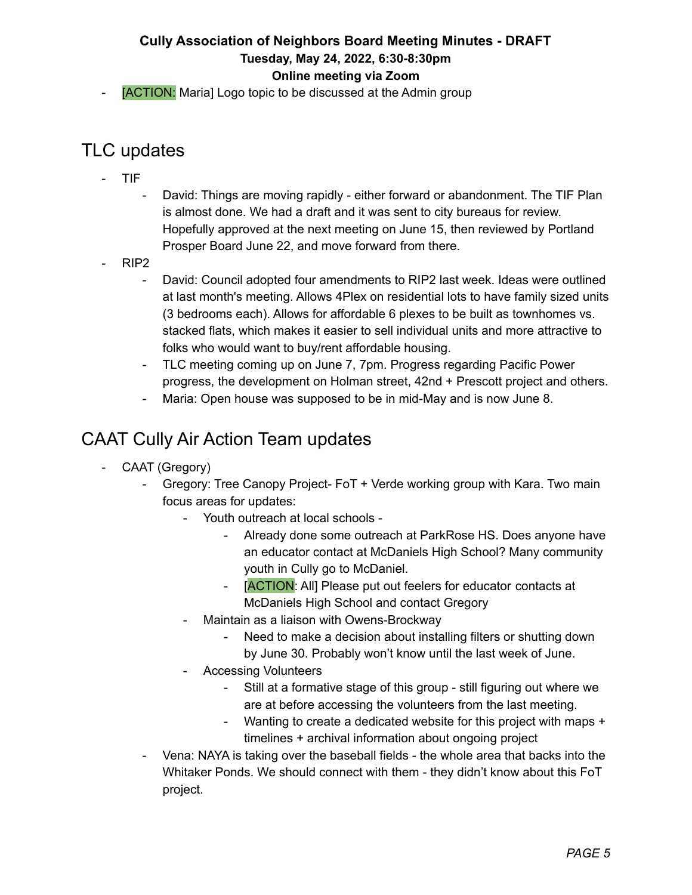- [ACTION: Maria] Logo topic to be discussed at the Admin group

## TLC updates

- TIF
  - David: Things are moving rapidly - either forward or abandonment. The TIF Plan is almost done. We had a draft and it was sent to city bureaus for review. Hopefully approved at the next meeting on June 15, then reviewed by Portland Prosper Board June 22, and move forward from there.
- RIP2
  - David: Council adopted four amendments to RIP2 last week. Ideas were outlined at last month's meeting. Allows 4Plex on residential lots to have family sized units (3 bedrooms each). Allows for affordable 6 plexes to be built as townhomes vs. stacked flats, which makes it easier to sell individual units and more attractive to folks who would want to buy/rent affordable housing.
  - TLC meeting coming up on June 7, 7pm. Progress regarding Pacific Power progress, the development on Holman street, 42nd + Prescott project and others.
  - Maria: Open house was supposed to be in mid-May and is now June 8.

## CAAT Cully Air Action Team updates

- CAAT (Gregory)
  - Gregory: Tree Canopy Project- FoT + Verde working group with Kara. Two main focus areas for updates:
    - Youth outreach at local schools -
      - Already done some outreach at ParkRose HS. Does anyone have an educator contact at McDaniels High School? Many community youth in Cully go to McDaniel.
      - [ACTION: All] Please put out feelers for educator contacts at McDaniels High School and contact Gregory
    - Maintain as a liaison with Owens-Brockway
      - Need to make a decision about installing filters or shutting down by June 30. Probably won't know until the last week of June.
    - Accessing Volunteers
      - Still at a formative stage of this group - still figuring out where we are at before accessing the volunteers from the last meeting.
      - Wanting to create a dedicated website for this project with maps + timelines + archival information about ongoing project
  - Vena: NAYA is taking over the baseball fields - the whole area that backs into the Whitaker Ponds. We should connect with them - they didn't know about this FoT project.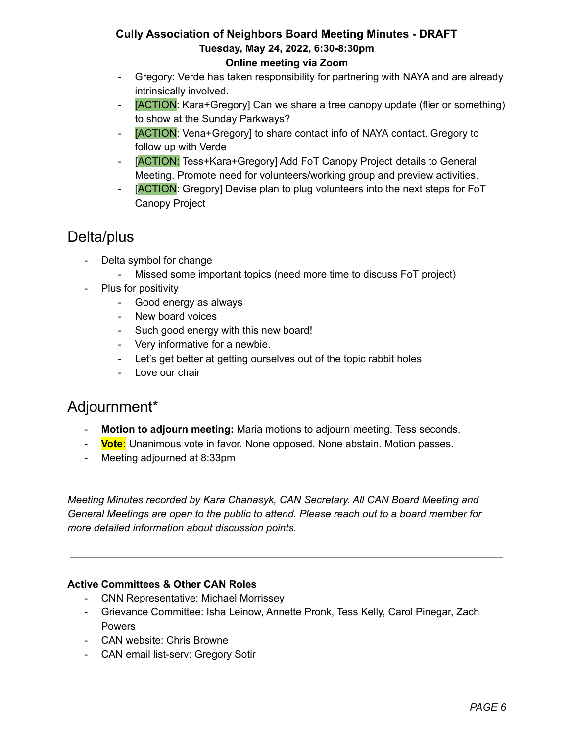- Gregory: Verde has taken responsibility for partnering with NAYA and are already intrinsically involved.
- [ACTION: Kara+Gregory] Can we share a tree canopy update (flier or something) to show at the Sunday Parkways?
- [ACTION: Vena+Gregory] to share contact info of NAYA contact. Gregory to follow up with Verde
- [ACTION: Tess+Kara+Gregory] Add FoT Canopy Project details to General Meeting. Promote need for volunteers/working group and preview activities.
- [ACTION: Gregory] Devise plan to plug volunteers into the next steps for FoT Canopy Project

## Delta/plus

- Delta symbol for change
  - Missed some important topics (need more time to discuss FoT project)
- Plus for positivity
  - Good energy as always
  - New board voices
  - Such good energy with this new board!
  - Very informative for a newbie.
  - Let's get better at getting ourselves out of the topic rabbit holes
  - Love our chair

## Adjournment*

- **Motion to adjourn meeting:** Maria motions to adjourn meeting. Tess seconds.
- **Vote:** Unanimous vote in favor. None opposed. None abstain. Motion passes.
- Meeting adjourned at 8:33pm

*Meeting Minutes recorded by Kara Chanasyk, CAN Secretary. All CAN Board Meeting and General Meetings are open to the public to attend. Please reach out to a board member for more detailed information about discussion points.*

---

**Active Committees & Other CAN Roles**

- CNN Representative: Michael Morrissey
- Grievance Committee: Isha Leinow, Annette Pronk, Tess Kelly, Carol Pinegar, Zach Powers
- CAN website: Chris Browne
- CAN email list-serv: Gregory Sotir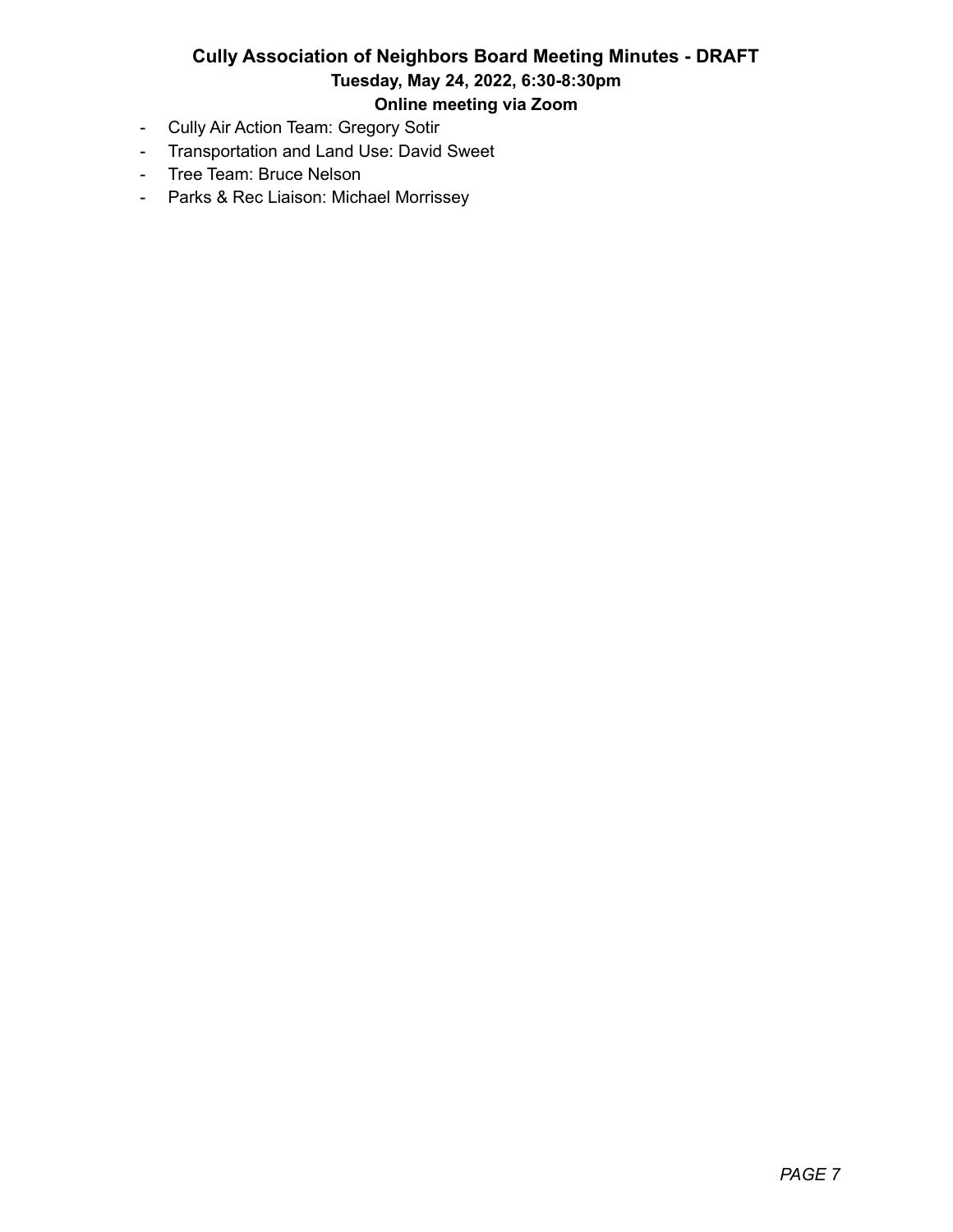- Cully Air Action Team: Gregory Sotir
- Transportation and Land Use: David Sweet
- Tree Team: Bruce Nelson
- Parks & Rec Liaison: Michael Morrissey